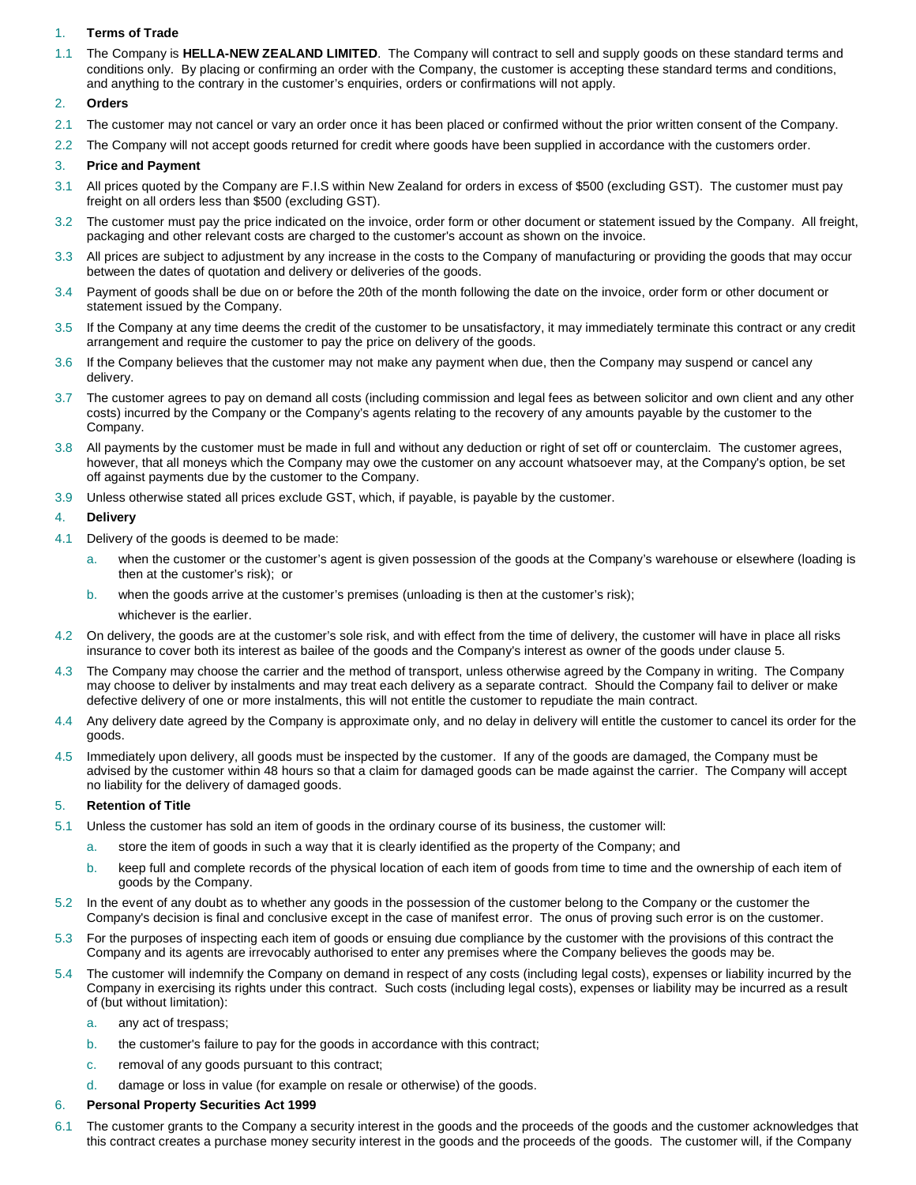## 1. Terms of Trade

1.1 The Company is **HELLA-NEW ZEALAND LIMITED**. The Company will contract to sell and supply goods on these standard terms and conditions only. By placing or confirming an order with the Company, the customer is accepting these standard terms and conditions, and anything to the contrary in the customer's enquiries, orders or confirmations will not apply.

## 2. Orders

2.1 The customer may not cancel or vary an order once it has been placed or confirmed without the prior written consent of the Company.

2.2 The Company will not accept goods returned for credit where goods have been supplied in accordance with the customers order.

## 3. Price and Payment

3.1 All prices quoted by the Company are F.I.S within New Zealand for orders in excess of $500 (excluding GST). The customer must pay freight on all orders less than $500 (excluding GST).

3.2 The customer must pay the price indicated on the invoice, order form or other document or statement issued by the Company. All freight, packaging and other relevant costs are charged to the customer's account as shown on the invoice.

3.3 All prices are subject to adjustment by any increase in the costs to the Company of manufacturing or providing the goods that may occur between the dates of quotation and delivery or deliveries of the goods.

3.4 Payment of goods shall be due on or before the 20th of the month following the date on the invoice, order form or other document or statement issued by the Company.

3.5 If the Company at any time deems the credit of the customer to be unsatisfactory, it may immediately terminate this contract or any credit arrangement and require the customer to pay the price on delivery of the goods.

3.6 If the Company believes that the customer may not make any payment when due, then the Company may suspend or cancel any delivery.

3.7 The customer agrees to pay on demand all costs (including commission and legal fees as between solicitor and own client and any other costs) incurred by the Company or the Company's agents relating to the recovery of any amounts payable by the customer to the Company.

3.8 All payments by the customer must be made in full and without any deduction or right of set off or counterclaim. The customer agrees, however, that all moneys which the Company may owe the customer on any account whatsoever may, at the Company's option, be set off against payments due by the customer to the Company.

3.9 Unless otherwise stated all prices exclude GST, which, if payable, is payable by the customer.

## 4. Delivery

4.1 Delivery of the goods is deemed to be made:

a. when the customer or the customer's agent is given possession of the goods at the Company's warehouse or elsewhere (loading is then at the customer's risk); or

b. when the goods arrive at the customer's premises (unloading is then at the customer's risk);

whichever is the earlier.

4.2 On delivery, the goods are at the customer's sole risk, and with effect from the time of delivery, the customer will have in place all risks insurance to cover both its interest as bailee of the goods and the Company's interest as owner of the goods under clause 5.

4.3 The Company may choose the carrier and the method of transport, unless otherwise agreed by the Company in writing. The Company may choose to deliver by instalments and may treat each delivery as a separate contract. Should the Company fail to deliver or make defective delivery of one or more instalments, this will not entitle the customer to repudiate the main contract.

4.4 Any delivery date agreed by the Company is approximate only, and no delay in delivery will entitle the customer to cancel its order for the goods.

4.5 Immediately upon delivery, all goods must be inspected by the customer. If any of the goods are damaged, the Company must be advised by the customer within 48 hours so that a claim for damaged goods can be made against the carrier. The Company will accept no liability for the delivery of damaged goods.

## 5. Retention of Title

5.1 Unless the customer has sold an item of goods in the ordinary course of its business, the customer will:

a. store the item of goods in such a way that it is clearly identified as the property of the Company; and

b. keep full and complete records of the physical location of each item of goods from time to time and the ownership of each item of goods by the Company.

5.2 In the event of any doubt as to whether any goods in the possession of the customer belong to the Company or the customer the Company's decision is final and conclusive except in the case of manifest error. The onus of proving such error is on the customer.

5.3 For the purposes of inspecting each item of goods or ensuing due compliance by the customer with the provisions of this contract the Company and its agents are irrevocably authorised to enter any premises where the Company believes the goods may be.

5.4 The customer will indemnify the Company on demand in respect of any costs (including legal costs), expenses or liability incurred by the Company in exercising its rights under this contract. Such costs (including legal costs), expenses or liability may be incurred as a result of (but without limitation):

a. any act of trespass;

b. the customer's failure to pay for the goods in accordance with this contract;

c. removal of any goods pursuant to this contract;

d. damage or loss in value (for example on resale or otherwise) of the goods.

## 6. Personal Property Securities Act 1999

6.1 The customer grants to the Company a security interest in the goods and the proceeds of the goods and the customer acknowledges that this contract creates a purchase money security interest in the goods and the proceeds of the goods. The customer will, if the Company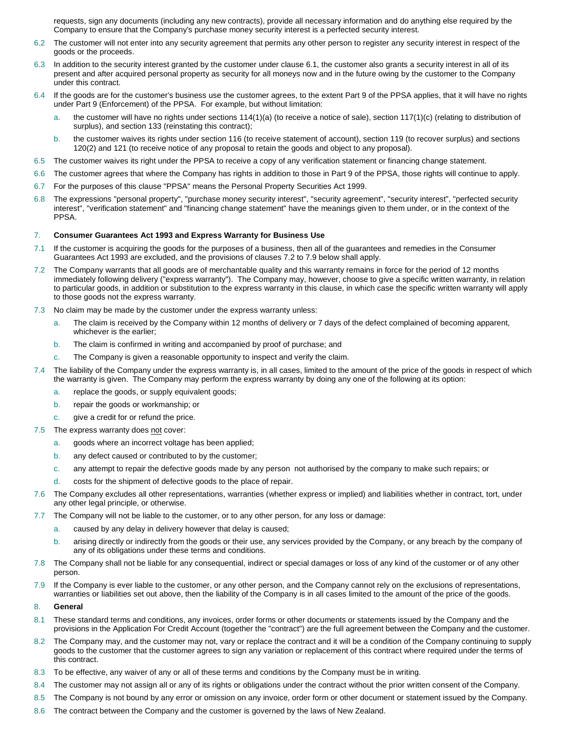requests, sign any documents (including any new contracts), provide all necessary information and do anything else required by the Company to ensure that the Company's purchase money security interest is a perfected security interest.

6.2 The customer will not enter into any security agreement that permits any other person to register any security interest in respect of the goods or the proceeds.

6.3 In addition to the security interest granted by the customer under clause 6.1, the customer also grants a security interest in all of its present and after acquired personal property as security for all moneys now and in the future owing by the customer to the Company under this contract.

6.4 If the goods are for the customer's business use the customer agrees, to the extent Part 9 of the PPSA applies, that it will have no rights under Part 9 (Enforcement) of the PPSA. For example, but without limitation:

a. the customer will have no rights under sections 114(1)(a) (to receive a notice of sale), section 117(1)(c) (relating to distribution of surplus), and section 133 (reinstating this contract);

b. the customer waives its rights under section 116 (to receive statement of account), section 119 (to recover surplus) and sections 120(2) and 121 (to receive notice of any proposal to retain the goods and object to any proposal).

6.5 The customer waives its right under the PPSA to receive a copy of any verification statement or financing change statement.

6.6 The customer agrees that where the Company has rights in addition to those in Part 9 of the PPSA, those rights will continue to apply.

6.7 For the purposes of this clause "PPSA" means the Personal Property Securities Act 1999.

6.8 The expressions "personal property", "purchase money security interest", "security agreement", "security interest", "perfected security interest", "verification statement" and "financing change statement" have the meanings given to them under, or in the context of the PPSA.

## 7. Consumer Guarantees Act 1993 and Express Warranty for Business Use

7.1 If the customer is acquiring the goods for the purposes of a business, then all of the guarantees and remedies in the Consumer Guarantees Act 1993 are excluded, and the provisions of clauses 7.2 to 7.9 below shall apply.

7.2 The Company warrants that all goods are of merchantable quality and this warranty remains in force for the period of 12 months immediately following delivery ("express warranty"). The Company may, however, choose to give a specific written warranty, in relation to particular goods, in addition or substitution to the express warranty in this clause, in which case the specific written warranty will apply to those goods not the express warranty.

7.3 No claim may be made by the customer under the express warranty unless:

a. The claim is received by the Company within 12 months of delivery or 7 days of the defect complained of becoming apparent, whichever is the earlier;

b. The claim is confirmed in writing and accompanied by proof of purchase; and

c. The Company is given a reasonable opportunity to inspect and verify the claim.

7.4 The liability of the Company under the express warranty is, in all cases, limited to the amount of the price of the goods in respect of which the warranty is given. The Company may perform the express warranty by doing any one of the following at its option:

a. replace the goods, or supply equivalent goods;

b. repair the goods or workmanship; or

c. give a credit for or refund the price.

7.5 The express warranty does not cover:

a. goods where an incorrect voltage has been applied;

b. any defect caused or contributed to by the customer;

c. any attempt to repair the defective goods made by any person not authorised by the company to make such repairs; or

d. costs for the shipment of defective goods to the place of repair.

7.6 The Company excludes all other representations, warranties (whether express or implied) and liabilities whether in contract, tort, under any other legal principle, or otherwise.

7.7 The Company will not be liable to the customer, or to any other person, for any loss or damage:

a. caused by any delay in delivery however that delay is caused;

b. arising directly or indirectly from the goods or their use, any services provided by the Company, or any breach by the company of any of its obligations under these terms and conditions.

7.8 The Company shall not be liable for any consequential, indirect or special damages or loss of any kind of the customer or of any other person.

7.9 If the Company is ever liable to the customer, or any other person, and the Company cannot rely on the exclusions of representations, warranties or liabilities set out above, then the liability of the Company is in all cases limited to the amount of the price of the goods.

## 8. General

8.1 These standard terms and conditions, any invoices, order forms or other documents or statements issued by the Company and the provisions in the Application For Credit Account (together the "contract") are the full agreement between the Company and the customer.

8.2 The Company may, and the customer may not, vary or replace the contract and it will be a condition of the Company continuing to supply goods to the customer that the customer agrees to sign any variation or replacement of this contract where required under the terms of this contract.

8.3 To be effective, any waiver of any or all of these terms and conditions by the Company must be in writing.

8.4 The customer may not assign all or any of its rights or obligations under the contract without the prior written consent of the Company.

8.5 The Company is not bound by any error or omission on any invoice, order form or other document or statement issued by the Company.

8.6 The contract between the Company and the customer is governed by the laws of New Zealand.